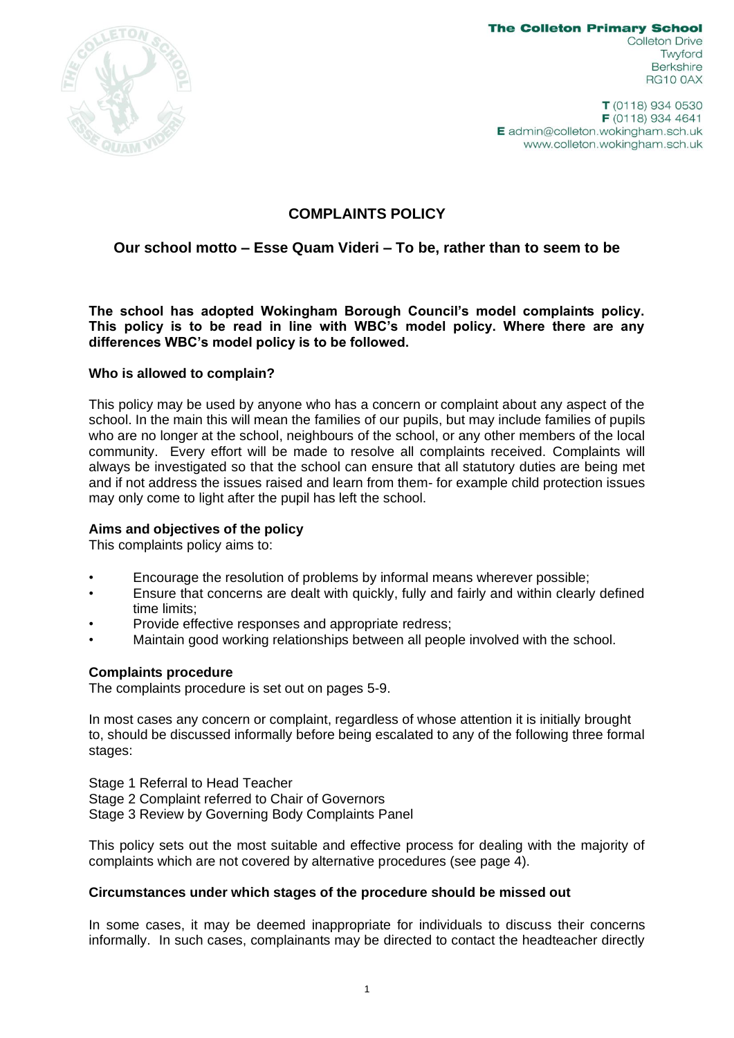**The Colleton Primary School**
Colleton Drive
Twyford
Berkshire
RG10 0AX

**T** (0118) 934 0530
**F** (0118) 934 4641
**E** admin@colleton.wokingham.sch.uk
www.colleton.wokingham.sch.uk

# COMPLAINTS POLICY

## Our school motto – Esse Quam Videri – To be, rather than to seem to be

**The school has adopted Wokingham Borough Council's model complaints policy. This policy is to be read in line with WBC's model policy. Where there are any differences WBC's model policy is to be followed.**

### Who is allowed to complain?

This policy may be used by anyone who has a concern or complaint about any aspect of the school. In the main this will mean the families of our pupils, but may include families of pupils who are no longer at the school, neighbours of the school, or any other members of the local community. Every effort will be made to resolve all complaints received. Complaints will always be investigated so that the school can ensure that all statutory duties are being met and if not address the issues raised and learn from them- for example child protection issues may only come to light after the pupil has left the school.

### Aims and objectives of the policy

This complaints policy aims to:

- Encourage the resolution of problems by informal means wherever possible;
- Ensure that concerns are dealt with quickly, fully and fairly and within clearly defined time limits;
- Provide effective responses and appropriate redress;
- Maintain good working relationships between all people involved with the school.

### Complaints procedure

The complaints procedure is set out on pages 5-9.

In most cases any concern or complaint, regardless of whose attention it is initially brought to, should be discussed informally before being escalated to any of the following three formal stages:

Stage 1 Referral to Head Teacher
Stage 2 Complaint referred to Chair of Governors
Stage 3 Review by Governing Body Complaints Panel

This policy sets out the most suitable and effective process for dealing with the majority of complaints which are not covered by alternative procedures (see page 4).

### Circumstances under which stages of the procedure should be missed out

In some cases, it may be deemed inappropriate for individuals to discuss their concerns informally. In such cases, complainants may be directed to contact the headteacher directly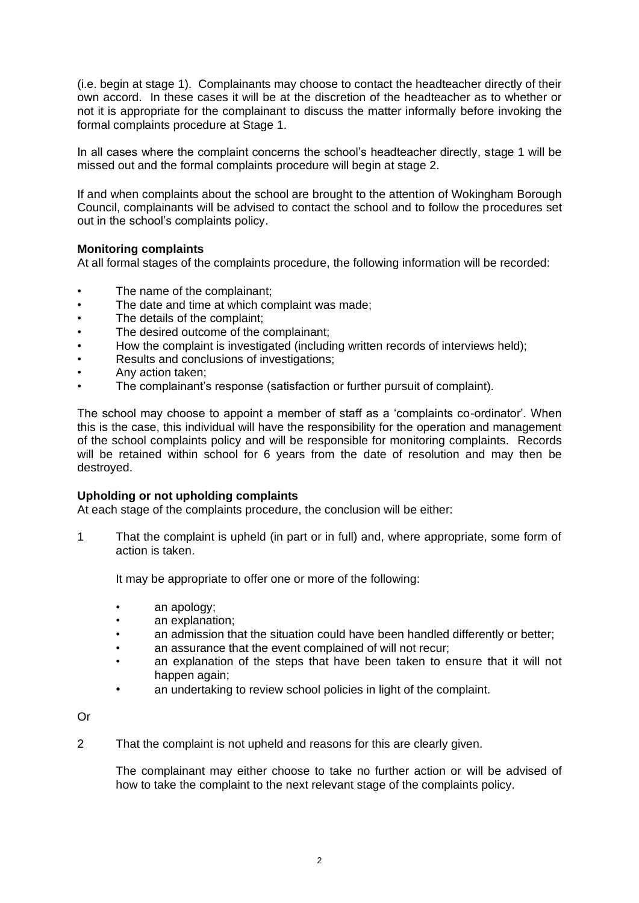(i.e. begin at stage 1). Complainants may choose to contact the headteacher directly of their own accord. In these cases it will be at the discretion of the headteacher as to whether or not it is appropriate for the complainant to discuss the matter informally before invoking the formal complaints procedure at Stage 1.

In all cases where the complaint concerns the school's headteacher directly, stage 1 will be missed out and the formal complaints procedure will begin at stage 2.

If and when complaints about the school are brought to the attention of Wokingham Borough Council, complainants will be advised to contact the school and to follow the procedures set out in the school's complaints policy.

**Monitoring complaints**

At all formal stages of the complaints procedure, the following information will be recorded:

- The name of the complainant;
- The date and time at which complaint was made;
- The details of the complaint;
- The desired outcome of the complainant;
- How the complaint is investigated (including written records of interviews held);
- Results and conclusions of investigations;
- Any action taken;
- The complainant's response (satisfaction or further pursuit of complaint).

The school may choose to appoint a member of staff as a 'complaints co-ordinator'. When this is the case, this individual will have the responsibility for the operation and management of the school complaints policy and will be responsible for monitoring complaints. Records will be retained within school for 6 years from the date of resolution and may then be destroyed.

**Upholding or not upholding complaints**

At each stage of the complaints procedure, the conclusion will be either:

1 That the complaint is upheld (in part or in full) and, where appropriate, some form of action is taken.

   It may be appropriate to offer one or more of the following:

   - an apology;
   - an explanation;
   - an admission that the situation could have been handled differently or better;
   - an assurance that the event complained of will not recur;
   - an explanation of the steps that have been taken to ensure that it will not happen again;
   - an undertaking to review school policies in light of the complaint.

Or

2 That the complaint is not upheld and reasons for this are clearly given.

   The complainant may either choose to take no further action or will be advised of how to take the complaint to the next relevant stage of the complaints policy.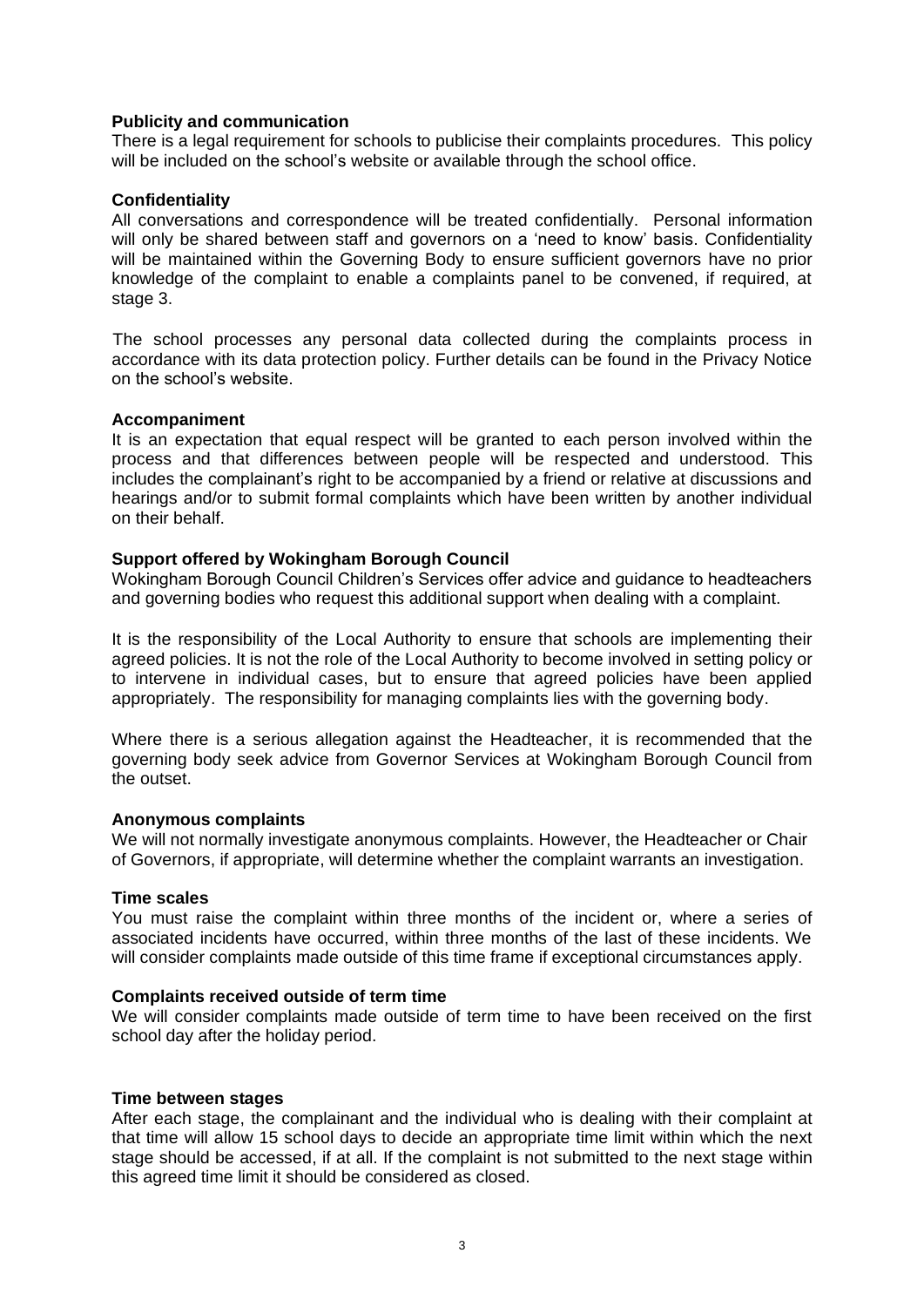**Publicity and communication**

There is a legal requirement for schools to publicise their complaints procedures. This policy will be included on the school's website or available through the school office.

**Confidentiality**

All conversations and correspondence will be treated confidentially. Personal information will only be shared between staff and governors on a 'need to know' basis. Confidentiality will be maintained within the Governing Body to ensure sufficient governors have no prior knowledge of the complaint to enable a complaints panel to be convened, if required, at stage 3.

The school processes any personal data collected during the complaints process in accordance with its data protection policy. Further details can be found in the Privacy Notice on the school's website.

**Accompaniment**

It is an expectation that equal respect will be granted to each person involved within the process and that differences between people will be respected and understood. This includes the complainant's right to be accompanied by a friend or relative at discussions and hearings and/or to submit formal complaints which have been written by another individual on their behalf.

**Support offered by Wokingham Borough Council**

Wokingham Borough Council Children's Services offer advice and guidance to headteachers and governing bodies who request this additional support when dealing with a complaint.

It is the responsibility of the Local Authority to ensure that schools are implementing their agreed policies. It is not the role of the Local Authority to become involved in setting policy or to intervene in individual cases, but to ensure that agreed policies have been applied appropriately. The responsibility for managing complaints lies with the governing body.

Where there is a serious allegation against the Headteacher, it is recommended that the governing body seek advice from Governor Services at Wokingham Borough Council from the outset.

**Anonymous complaints**

We will not normally investigate anonymous complaints. However, the Headteacher or Chair of Governors, if appropriate, will determine whether the complaint warrants an investigation.

**Time scales**

You must raise the complaint within three months of the incident or, where a series of associated incidents have occurred, within three months of the last of these incidents. We will consider complaints made outside of this time frame if exceptional circumstances apply.

**Complaints received outside of term time**

We will consider complaints made outside of term time to have been received on the first school day after the holiday period.

**Time between stages**

After each stage, the complainant and the individual who is dealing with their complaint at that time will allow 15 school days to decide an appropriate time limit within which the next stage should be accessed, if at all. If the complaint is not submitted to the next stage within this agreed time limit it should be considered as closed.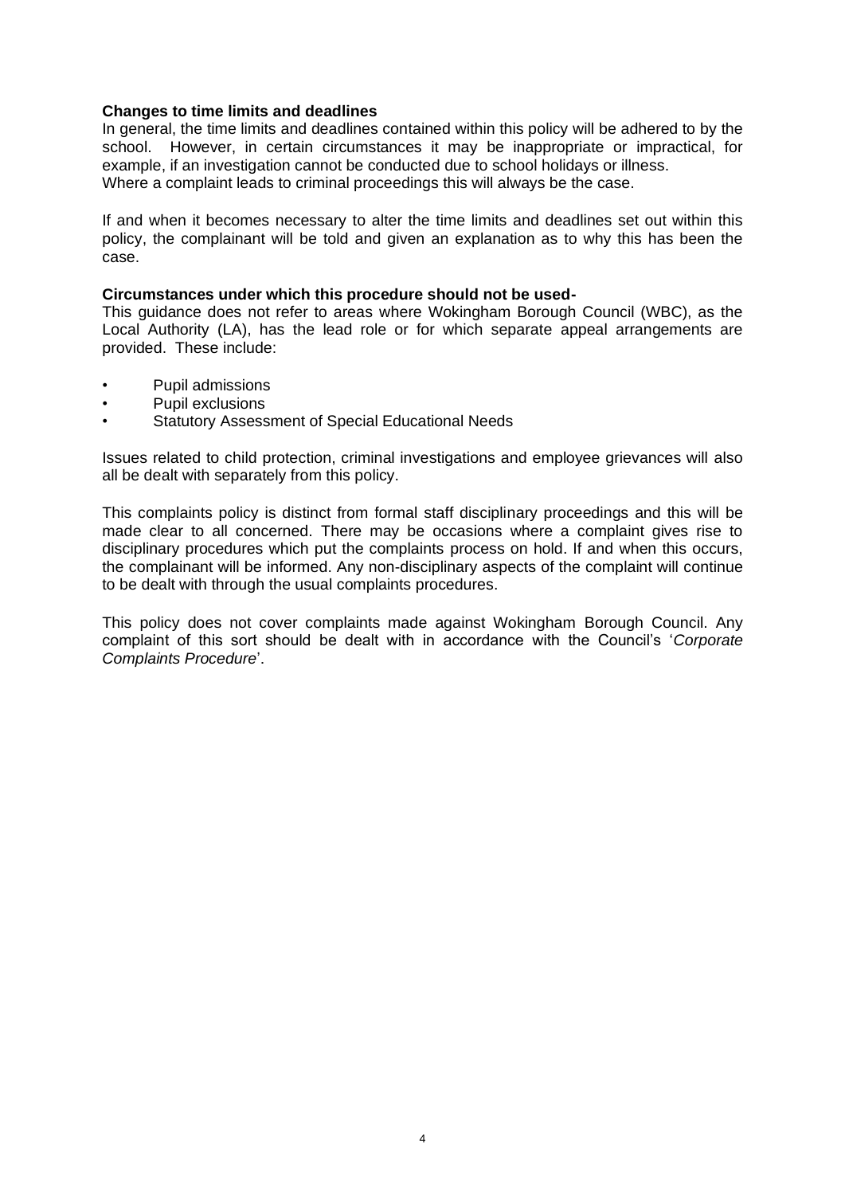**Changes to time limits and deadlines**

In general, the time limits and deadlines contained within this policy will be adhered to by the school. However, in certain circumstances it may be inappropriate or impractical, for example, if an investigation cannot be conducted due to school holidays or illness. Where a complaint leads to criminal proceedings this will always be the case.

If and when it becomes necessary to alter the time limits and deadlines set out within this policy, the complainant will be told and given an explanation as to why this has been the case.

**Circumstances under which this procedure should not be used-**

This guidance does not refer to areas where Wokingham Borough Council (WBC), as the Local Authority (LA), has the lead role or for which separate appeal arrangements are provided. These include:

- Pupil admissions
- Pupil exclusions
- Statutory Assessment of Special Educational Needs

Issues related to child protection, criminal investigations and employee grievances will also all be dealt with separately from this policy.

This complaints policy is distinct from formal staff disciplinary proceedings and this will be made clear to all concerned. There may be occasions where a complaint gives rise to disciplinary procedures which put the complaints process on hold. If and when this occurs, the complainant will be informed. Any non-disciplinary aspects of the complaint will continue to be dealt with through the usual complaints procedures.

This policy does not cover complaints made against Wokingham Borough Council. Any complaint of this sort should be dealt with in accordance with the Council's '*Corporate Complaints Procedure*'.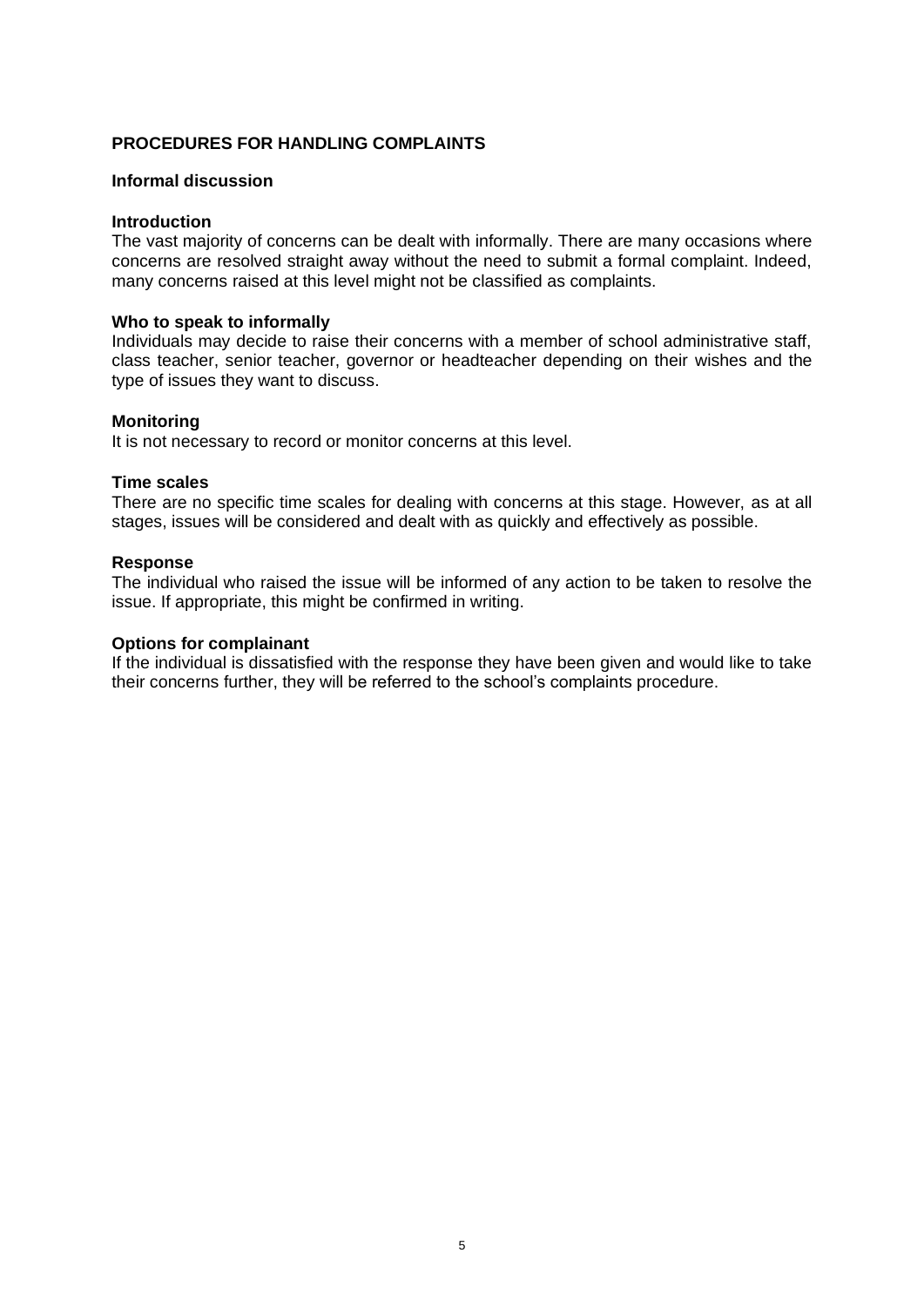## PROCEDURES FOR HANDLING COMPLAINTS

### Informal discussion

#### Introduction

The vast majority of concerns can be dealt with informally. There are many occasions where concerns are resolved straight away without the need to submit a formal complaint. Indeed, many concerns raised at this level might not be classified as complaints.

#### Who to speak to informally

Individuals may decide to raise their concerns with a member of school administrative staff, class teacher, senior teacher, governor or headteacher depending on their wishes and the type of issues they want to discuss.

#### Monitoring

It is not necessary to record or monitor concerns at this level.

#### Time scales

There are no specific time scales for dealing with concerns at this stage. However, as at all stages, issues will be considered and dealt with as quickly and effectively as possible.

#### Response

The individual who raised the issue will be informed of any action to be taken to resolve the issue. If appropriate, this might be confirmed in writing.

#### Options for complainant

If the individual is dissatisfied with the response they have been given and would like to take their concerns further, they will be referred to the school's complaints procedure.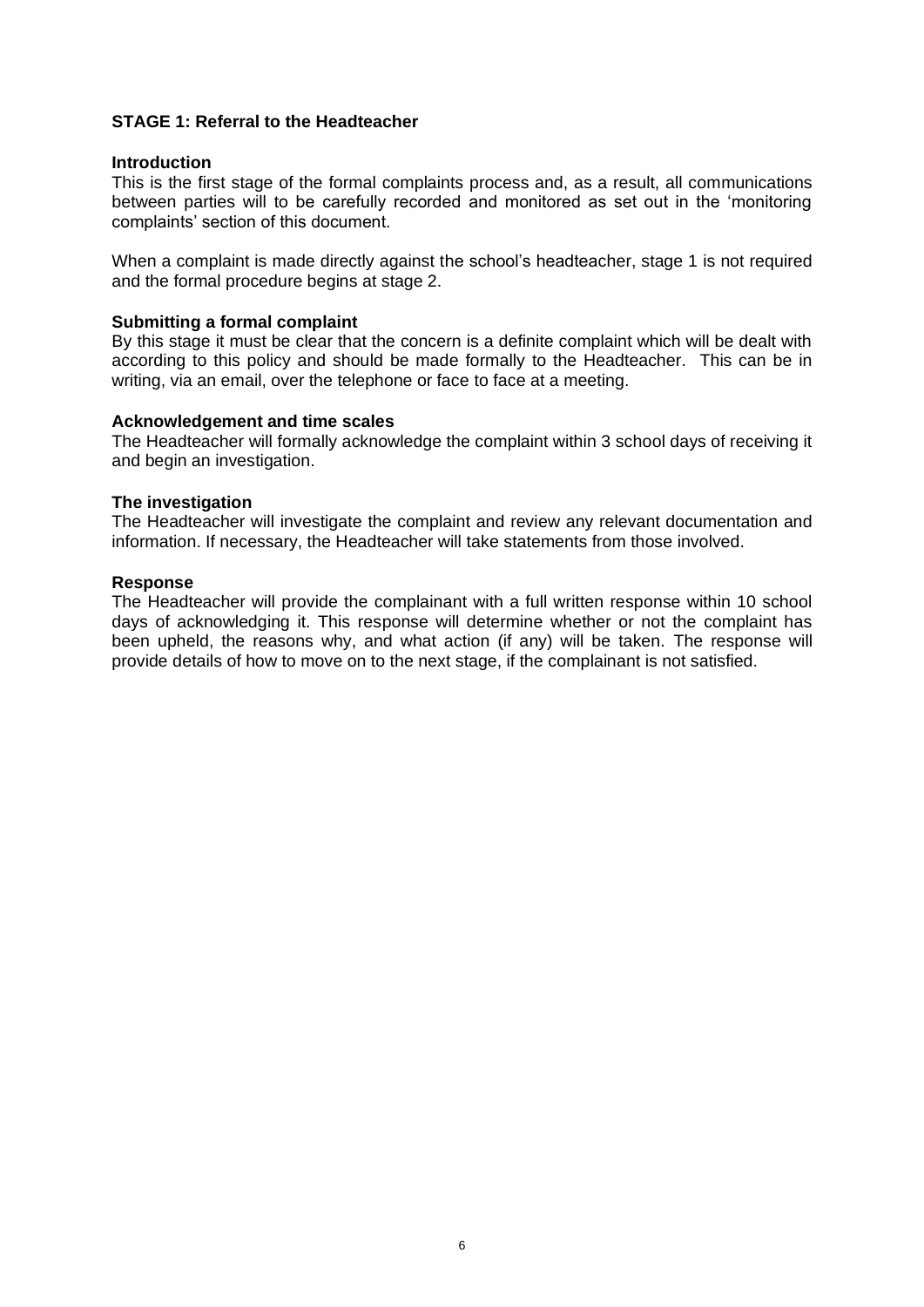## STAGE 1: Referral to the Headteacher

### Introduction

This is the first stage of the formal complaints process and, as a result, all communications between parties will to be carefully recorded and monitored as set out in the 'monitoring complaints' section of this document.

When a complaint is made directly against the school's headteacher, stage 1 is not required and the formal procedure begins at stage 2.

### Submitting a formal complaint

By this stage it must be clear that the concern is a definite complaint which will be dealt with according to this policy and should be made formally to the Headteacher. This can be in writing, via an email, over the telephone or face to face at a meeting.

### Acknowledgement and time scales

The Headteacher will formally acknowledge the complaint within 3 school days of receiving it and begin an investigation.

### The investigation

The Headteacher will investigate the complaint and review any relevant documentation and information. If necessary, the Headteacher will take statements from those involved.

### Response

The Headteacher will provide the complainant with a full written response within 10 school days of acknowledging it. This response will determine whether or not the complaint has been upheld, the reasons why, and what action (if any) will be taken. The response will provide details of how to move on to the next stage, if the complainant is not satisfied.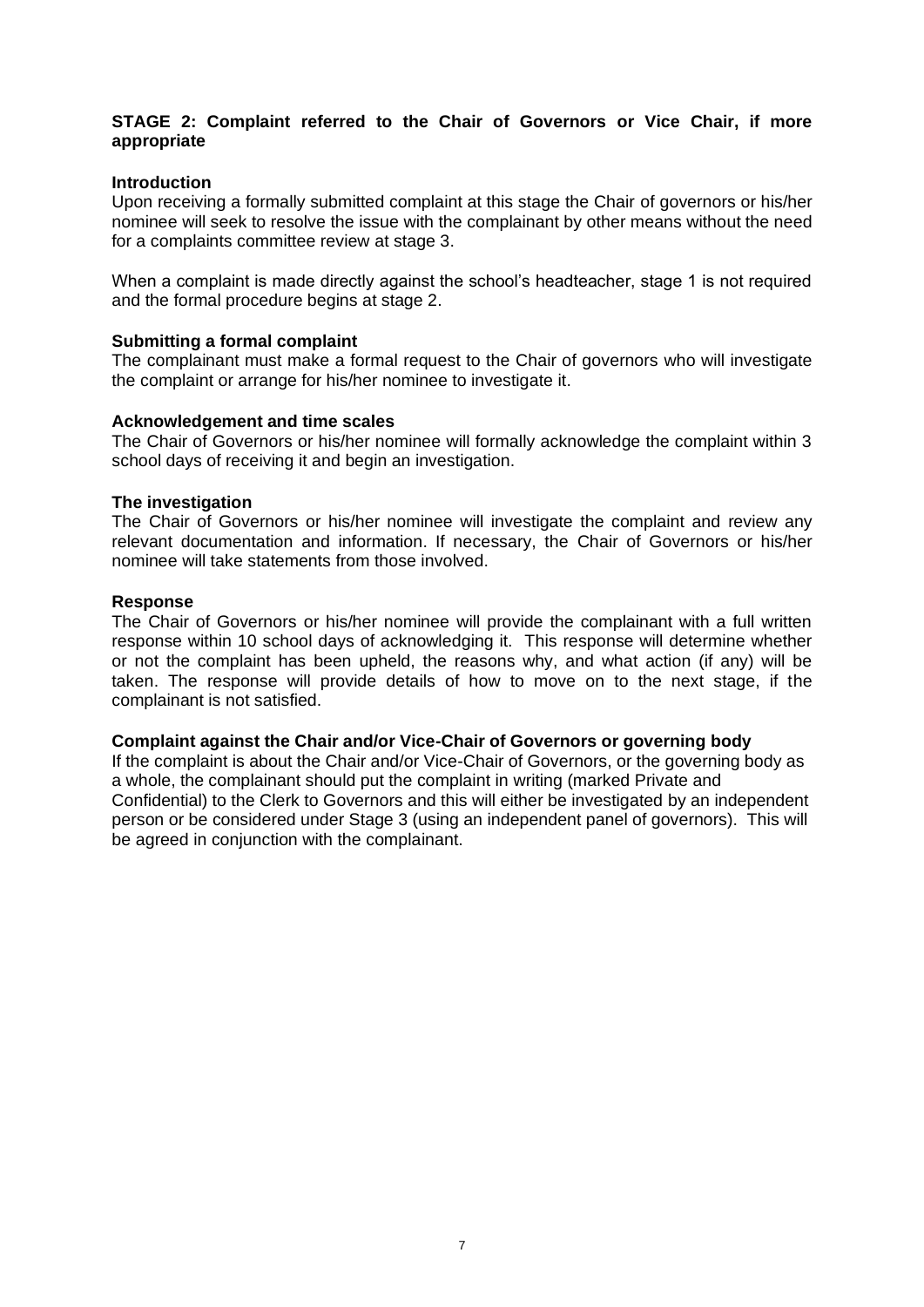## STAGE 2: Complaint referred to the Chair of Governors or Vice Chair, if more appropriate

### Introduction

Upon receiving a formally submitted complaint at this stage the Chair of governors or his/her nominee will seek to resolve the issue with the complainant by other means without the need for a complaints committee review at stage 3.

When a complaint is made directly against the school's headteacher, stage 1 is not required and the formal procedure begins at stage 2.

### Submitting a formal complaint

The complainant must make a formal request to the Chair of governors who will investigate the complaint or arrange for his/her nominee to investigate it.

### Acknowledgement and time scales

The Chair of Governors or his/her nominee will formally acknowledge the complaint within 3 school days of receiving it and begin an investigation.

### The investigation

The Chair of Governors or his/her nominee will investigate the complaint and review any relevant documentation and information. If necessary, the Chair of Governors or his/her nominee will take statements from those involved.

### Response

The Chair of Governors or his/her nominee will provide the complainant with a full written response within 10 school days of acknowledging it. This response will determine whether or not the complaint has been upheld, the reasons why, and what action (if any) will be taken. The response will provide details of how to move on to the next stage, if the complainant is not satisfied.

### Complaint against the Chair and/or Vice-Chair of Governors or governing body

If the complaint is about the Chair and/or Vice-Chair of Governors, or the governing body as a whole, the complainant should put the complaint in writing (marked Private and Confidential) to the Clerk to Governors and this will either be investigated by an independent person or be considered under Stage 3 (using an independent panel of governors). This will be agreed in conjunction with the complainant.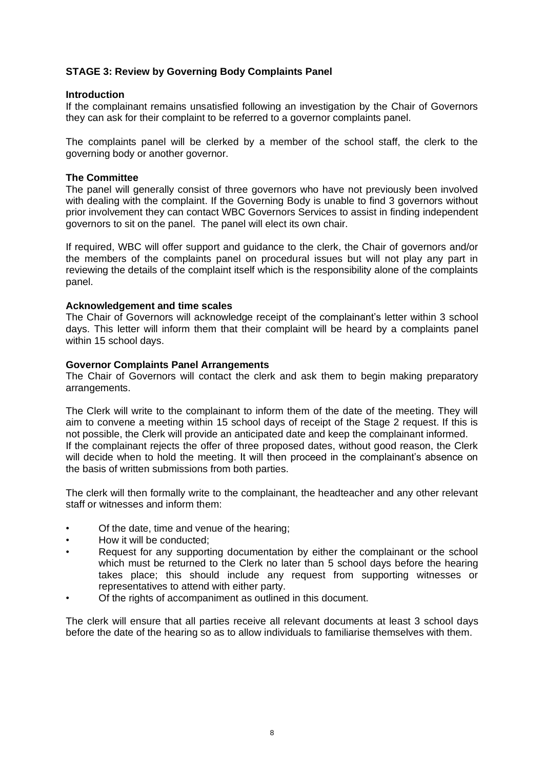**STAGE 3: Review by Governing Body Complaints Panel**

**Introduction**

If the complainant remains unsatisfied following an investigation by the Chair of Governors they can ask for their complaint to be referred to a governor complaints panel.

The complaints panel will be clerked by a member of the school staff, the clerk to the governing body or another governor.

**The Committee**

The panel will generally consist of three governors who have not previously been involved with dealing with the complaint. If the Governing Body is unable to find 3 governors without prior involvement they can contact WBC Governors Services to assist in finding independent governors to sit on the panel. The panel will elect its own chair.

If required, WBC will offer support and guidance to the clerk, the Chair of governors and/or the members of the complaints panel on procedural issues but will not play any part in reviewing the details of the complaint itself which is the responsibility alone of the complaints panel.

**Acknowledgement and time scales**

The Chair of Governors will acknowledge receipt of the complainant's letter within 3 school days. This letter will inform them that their complaint will be heard by a complaints panel within 15 school days.

**Governor Complaints Panel Arrangements**

The Chair of Governors will contact the clerk and ask them to begin making preparatory arrangements.

The Clerk will write to the complainant to inform them of the date of the meeting. They will aim to convene a meeting within 15 school days of receipt of the Stage 2 request. If this is not possible, the Clerk will provide an anticipated date and keep the complainant informed. If the complainant rejects the offer of three proposed dates, without good reason, the Clerk will decide when to hold the meeting. It will then proceed in the complainant's absence on the basis of written submissions from both parties.

The clerk will then formally write to the complainant, the headteacher and any other relevant staff or witnesses and inform them:

- Of the date, time and venue of the hearing;
- How it will be conducted;
- Request for any supporting documentation by either the complainant or the school which must be returned to the Clerk no later than 5 school days before the hearing takes place; this should include any request from supporting witnesses or representatives to attend with either party.
- Of the rights of accompaniment as outlined in this document.

The clerk will ensure that all parties receive all relevant documents at least 3 school days before the date of the hearing so as to allow individuals to familiarise themselves with them.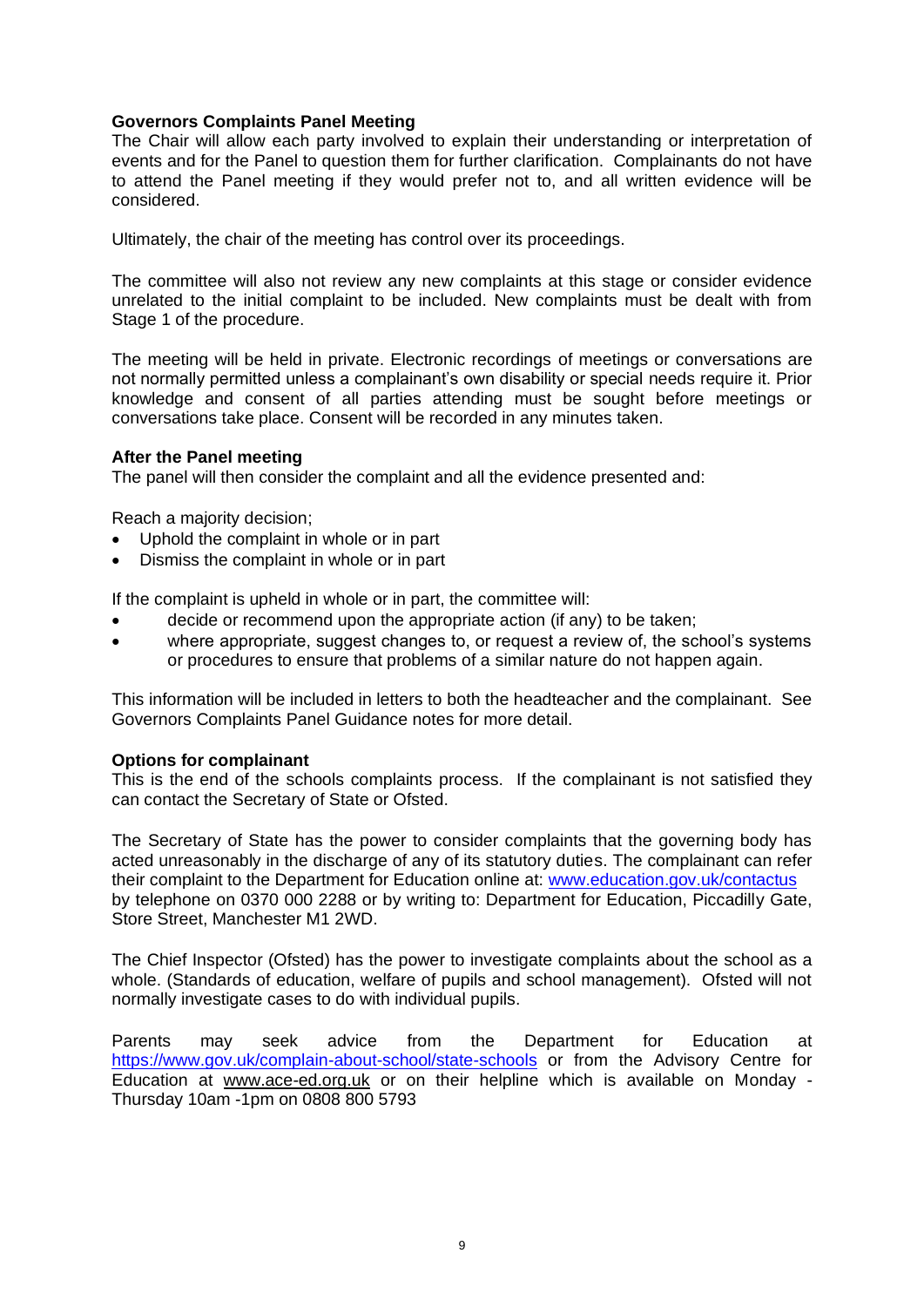**Governors Complaints Panel Meeting**

The Chair will allow each party involved to explain their understanding or interpretation of events and for the Panel to question them for further clarification. Complainants do not have to attend the Panel meeting if they would prefer not to, and all written evidence will be considered.

Ultimately, the chair of the meeting has control over its proceedings.

The committee will also not review any new complaints at this stage or consider evidence unrelated to the initial complaint to be included. New complaints must be dealt with from Stage 1 of the procedure.

The meeting will be held in private. Electronic recordings of meetings or conversations are not normally permitted unless a complainant's own disability or special needs require it. Prior knowledge and consent of all parties attending must be sought before meetings or conversations take place. Consent will be recorded in any minutes taken.

**After the Panel meeting**

The panel will then consider the complaint and all the evidence presented and:

Reach a majority decision;

- Uphold the complaint in whole or in part
- Dismiss the complaint in whole or in part

If the complaint is upheld in whole or in part, the committee will:

- decide or recommend upon the appropriate action (if any) to be taken;
- where appropriate, suggest changes to, or request a review of, the school's systems or procedures to ensure that problems of a similar nature do not happen again.

This information will be included in letters to both the headteacher and the complainant. See Governors Complaints Panel Guidance notes for more detail.

**Options for complainant**

This is the end of the schools complaints process. If the complainant is not satisfied they can contact the Secretary of State or Ofsted.

The Secretary of State has the power to consider complaints that the governing body has acted unreasonably in the discharge of any of its statutory duties. The complainant can refer their complaint to the Department for Education online at: [www.education.gov.uk/contactus](www.education.gov.uk/contactus) by telephone on 0370 000 2288 or by writing to: Department for Education, Piccadilly Gate, Store Street, Manchester M1 2WD.

The Chief Inspector (Ofsted) has the power to investigate complaints about the school as a whole. (Standards of education, welfare of pupils and school management). Ofsted will not normally investigate cases to do with individual pupils.

Parents may seek advice from the Department for Education at [https://www.gov.uk/complain-about-school/state-schools](https://www.gov.uk/complain-about-school/state-schools) or from the Advisory Centre for Education at www.ace-ed.org.uk or on their helpline which is available on Monday - Thursday 10am -1pm on 0808 800 5793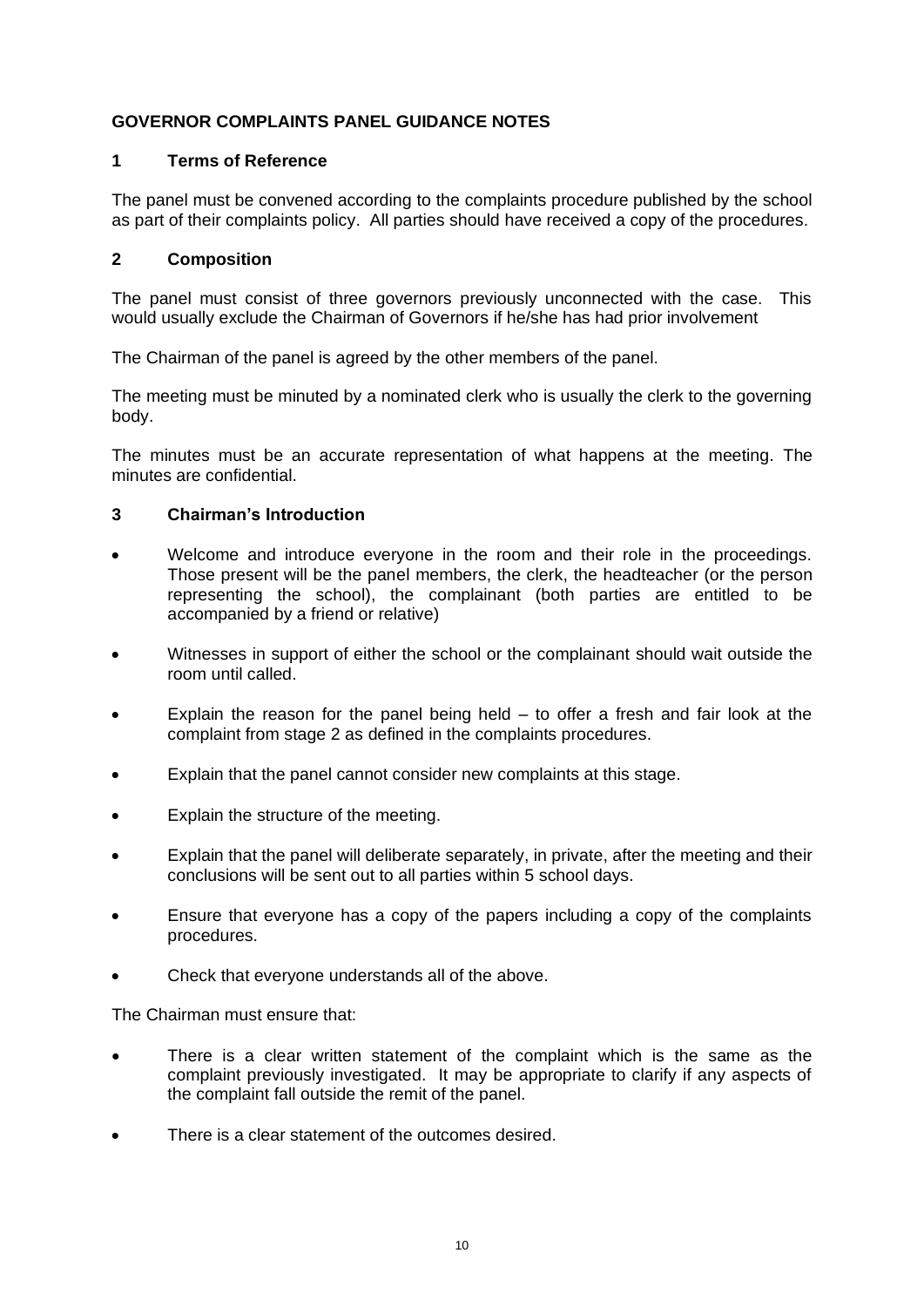## GOVERNOR COMPLAINTS PANEL GUIDANCE NOTES

### 1 Terms of Reference

The panel must be convened according to the complaints procedure published by the school as part of their complaints policy. All parties should have received a copy of the procedures.

### 2 Composition

The panel must consist of three governors previously unconnected with the case. This would usually exclude the Chairman of Governors if he/she has had prior involvement

The Chairman of the panel is agreed by the other members of the panel.

The meeting must be minuted by a nominated clerk who is usually the clerk to the governing body.

The minutes must be an accurate representation of what happens at the meeting. The minutes are confidential.

### 3 Chairman's Introduction

- Welcome and introduce everyone in the room and their role in the proceedings. Those present will be the panel members, the clerk, the headteacher (or the person representing the school), the complainant (both parties are entitled to be accompanied by a friend or relative)
- Witnesses in support of either the school or the complainant should wait outside the room until called.
- Explain the reason for the panel being held – to offer a fresh and fair look at the complaint from stage 2 as defined in the complaints procedures.
- Explain that the panel cannot consider new complaints at this stage.
- Explain the structure of the meeting.
- Explain that the panel will deliberate separately, in private, after the meeting and their conclusions will be sent out to all parties within 5 school days.
- Ensure that everyone has a copy of the papers including a copy of the complaints procedures.
- Check that everyone understands all of the above.

The Chairman must ensure that:

- There is a clear written statement of the complaint which is the same as the complaint previously investigated. It may be appropriate to clarify if any aspects of the complaint fall outside the remit of the panel.
- There is a clear statement of the outcomes desired.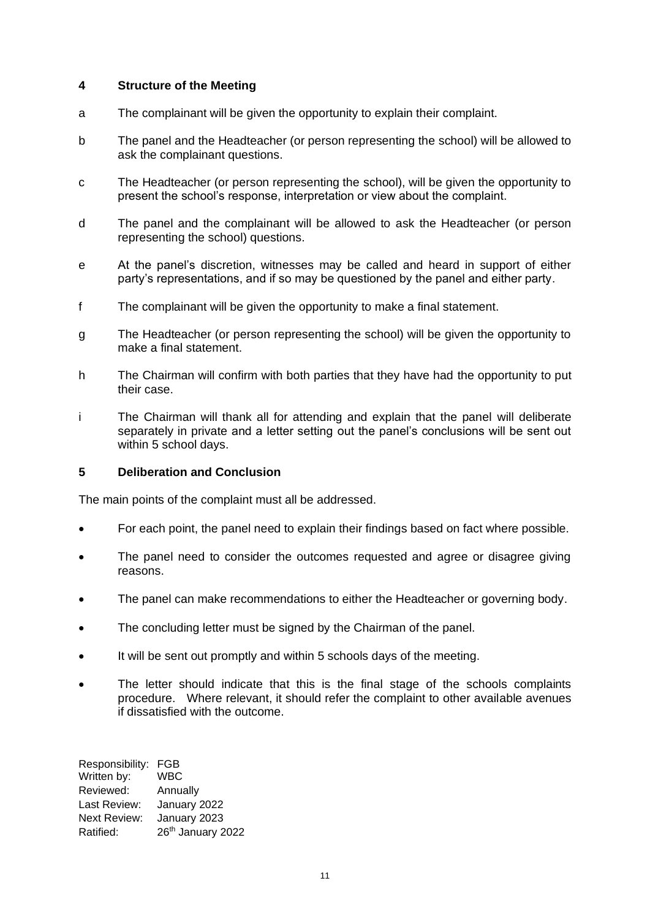## 4 Structure of the Meeting

a The complainant will be given the opportunity to explain their complaint.

b The panel and the Headteacher (or person representing the school) will be allowed to ask the complainant questions.

c The Headteacher (or person representing the school), will be given the opportunity to present the school's response, interpretation or view about the complaint.

d The panel and the complainant will be allowed to ask the Headteacher (or person representing the school) questions.

e At the panel's discretion, witnesses may be called and heard in support of either party's representations, and if so may be questioned by the panel and either party.

f The complainant will be given the opportunity to make a final statement.

g The Headteacher (or person representing the school) will be given the opportunity to make a final statement.

h The Chairman will confirm with both parties that they have had the opportunity to put their case.

i The Chairman will thank all for attending and explain that the panel will deliberate separately in private and a letter setting out the panel's conclusions will be sent out within 5 school days.

## 5 Deliberation and Conclusion

The main points of the complaint must all be addressed.

- For each point, the panel need to explain their findings based on fact where possible.
- The panel need to consider the outcomes requested and agree or disagree giving reasons.
- The panel can make recommendations to either the Headteacher or governing body.
- The concluding letter must be signed by the Chairman of the panel.
- It will be sent out promptly and within 5 schools days of the meeting.
- The letter should indicate that this is the final stage of the schools complaints procedure. Where relevant, it should refer the complaint to other available avenues if dissatisfied with the outcome.

Responsibility: FGB
Written by: WBC
Reviewed: Annually
Last Review: January 2022
Next Review: January 2023
Ratified: 26th January 2022